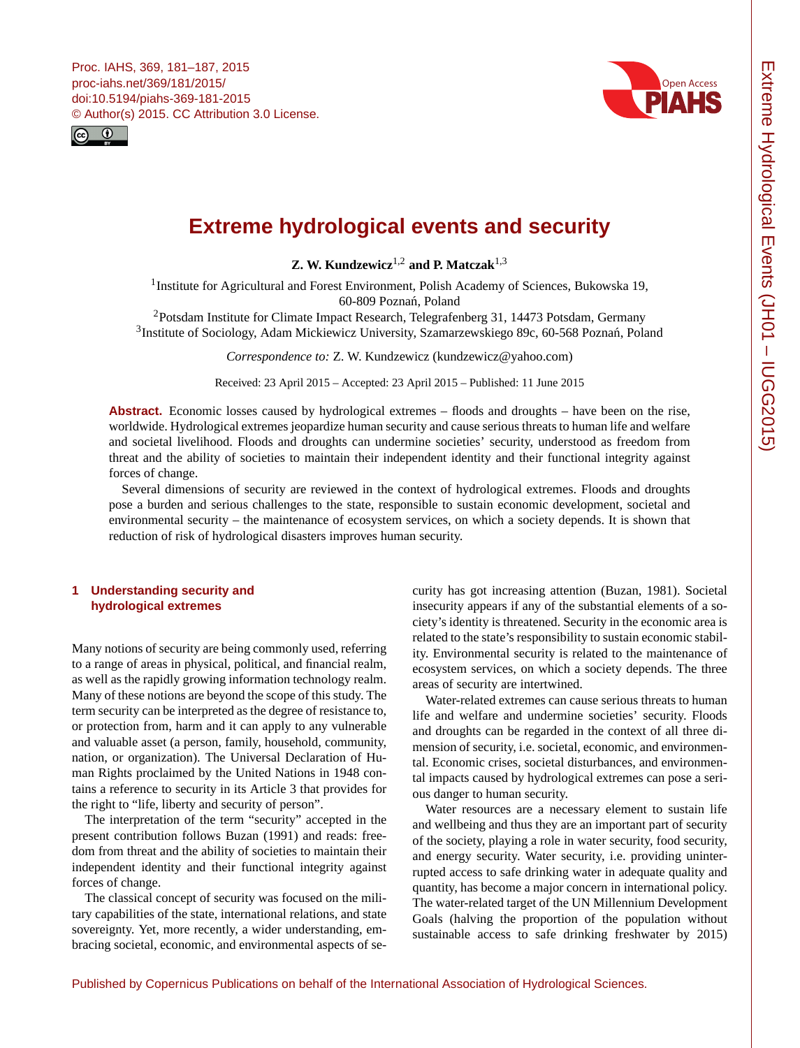# Extreme hydrological events and security

**Z. W. Kundzewicz**[1,2] **and P. Matczak**[1,3]

[1]Institute for Agricultural and Forest Environment, Polish Academy of Sciences, Bukowska 19, 60-809 Poznań, Poland

[2]Potsdam Institute for Climate Impact Research, Telegrafenberg 31, 14473 Potsdam, Germany

[3]Institute of Sociology, Adam Mickiewicz University, Szamarzewskiego 89c, 60-568 Poznań, Poland

*Correspondence to:* Z. W. Kundzewicz (kundzewicz@yahoo.com)

Received: 23 April 2015 – Accepted: 23 April 2015 – Published: 11 June 2015

**Abstract.** Economic losses caused by hydrological extremes – floods and droughts – have been on the rise, worldwide. Hydrological extremes jeopardize human security and cause serious threats to human life and welfare and societal livelihood. Floods and droughts can undermine societies' security, understood as freedom from threat and the ability of societies to maintain their independent identity and their functional integrity against forces of change.

Several dimensions of security are reviewed in the context of hydrological extremes. Floods and droughts pose a burden and serious challenges to the state, responsible to sustain economic development, societal and environmental security – the maintenance of ecosystem services, on which a society depends. It is shown that reduction of risk of hydrological disasters improves human security.

## 1 Understanding security and hydrological extremes

Many notions of security are being commonly used, referring to a range of areas in physical, political, and financial realm, as well as the rapidly growing information technology realm. Many of these notions are beyond the scope of this study. The term security can be interpreted as the degree of resistance to, or protection from, harm and it can apply to any vulnerable and valuable asset (a person, family, household, community, nation, or organization). The Universal Declaration of Human Rights proclaimed by the United Nations in 1948 contains a reference to security in its Article 3 that provides for the right to "life, liberty and security of person".

The interpretation of the term "security" accepted in the present contribution follows Buzan (1991) and reads: freedom from threat and the ability of societies to maintain their independent identity and their functional integrity against forces of change.

The classical concept of security was focused on the military capabilities of the state, international relations, and state sovereignty. Yet, more recently, a wider understanding, embracing societal, economic, and environmental aspects of security has got increasing attention (Buzan, 1981). Societal insecurity appears if any of the substantial elements of a society's identity is threatened. Security in the economic area is related to the state's responsibility to sustain economic stability. Environmental security is related to the maintenance of ecosystem services, on which a society depends. The three areas of security are intertwined.

Water-related extremes can cause serious threats to human life and welfare and undermine societies' security. Floods and droughts can be regarded in the context of all three dimension of security, i.e. societal, economic, and environmental. Economic crises, societal disturbances, and environmental impacts caused by hydrological extremes can pose a serious danger to human security.

Water resources are a necessary element to sustain life and wellbeing and thus they are an important part of security of the society, playing a role in water security, food security, and energy security. Water security, i.e. providing uninterrupted access to safe drinking water in adequate quality and quantity, has become a major concern in international policy. The water-related target of the UN Millennium Development Goals (halving the proportion of the population without sustainable access to safe drinking freshwater by 2015)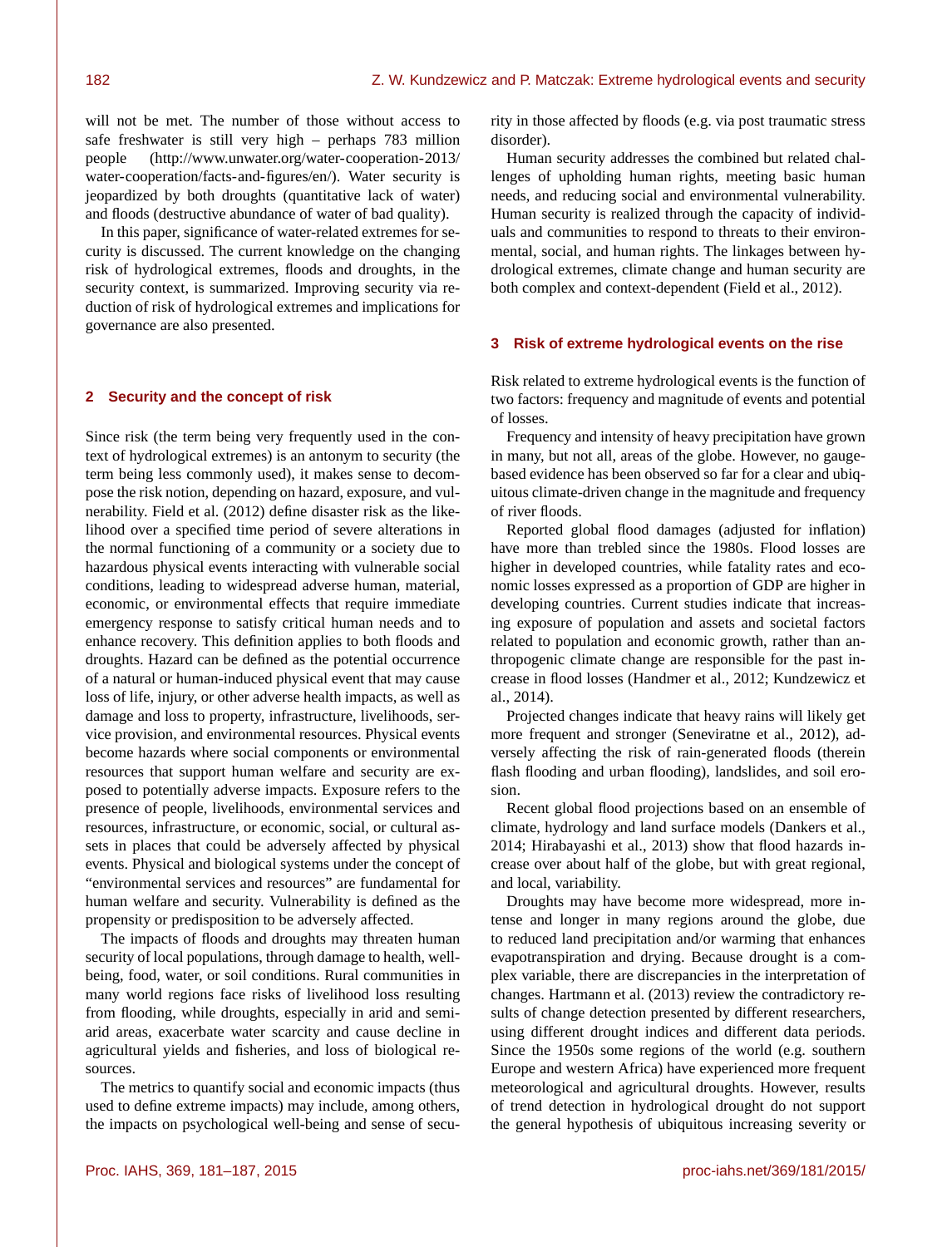will not be met. The number of those without access to safe freshwater is still very high – perhaps 783 million people (http://www.unwater.org/water-cooperation-2013/water-cooperation/facts-and-figures/en/). Water security is jeopardized by both droughts (quantitative lack of water) and floods (destructive abundance of water of bad quality).

In this paper, significance of water-related extremes for security is discussed. The current knowledge on the changing risk of hydrological extremes, floods and droughts, in the security context, is summarized. Improving security via reduction of risk of hydrological extremes and implications for governance are also presented.

## 2 Security and the concept of risk

Since risk (the term being very frequently used in the context of hydrological extremes) is an antonym to security (the term being less commonly used), it makes sense to decompose the risk notion, depending on hazard, exposure, and vulnerability. Field et al. (2012) define disaster risk as the likelihood over a specified time period of severe alterations in the normal functioning of a community or a society due to hazardous physical events interacting with vulnerable social conditions, leading to widespread adverse human, material, economic, or environmental effects that require immediate emergency response to satisfy critical human needs and to enhance recovery. This definition applies to both floods and droughts. Hazard can be defined as the potential occurrence of a natural or human-induced physical event that may cause loss of life, injury, or other adverse health impacts, as well as damage and loss to property, infrastructure, livelihoods, service provision, and environmental resources. Physical events become hazards where social components or environmental resources that support human welfare and security are exposed to potentially adverse impacts. Exposure refers to the presence of people, livelihoods, environmental services and resources, infrastructure, or economic, social, or cultural assets in places that could be adversely affected by physical events. Physical and biological systems under the concept of "environmental services and resources" are fundamental for human welfare and security. Vulnerability is defined as the propensity or predisposition to be adversely affected.

The impacts of floods and droughts may threaten human security of local populations, through damage to health, well-being, food, water, or soil conditions. Rural communities in many world regions face risks of livelihood loss resulting from flooding, while droughts, especially in arid and semi-arid areas, exacerbate water scarcity and cause decline in agricultural yields and fisheries, and loss of biological resources.

The metrics to quantify social and economic impacts (thus used to define extreme impacts) may include, among others, the impacts on psychological well-being and sense of security in those affected by floods (e.g. via post traumatic stress disorder).

Human security addresses the combined but related challenges of upholding human rights, meeting basic human needs, and reducing social and environmental vulnerability. Human security is realized through the capacity of individuals and communities to respond to threats to their environmental, social, and human rights. The linkages between hydrological extremes, climate change and human security are both complex and context-dependent (Field et al., 2012).

## 3 Risk of extreme hydrological events on the rise

Risk related to extreme hydrological events is the function of two factors: frequency and magnitude of events and potential of losses.

Frequency and intensity of heavy precipitation have grown in many, but not all, areas of the globe. However, no gauge-based evidence has been observed so far for a clear and ubiquitous climate-driven change in the magnitude and frequency of river floods.

Reported global flood damages (adjusted for inflation) have more than trebled since the 1980s. Flood losses are higher in developed countries, while fatality rates and economic losses expressed as a proportion of GDP are higher in developing countries. Current studies indicate that increasing exposure of population and assets and societal factors related to population and economic growth, rather than anthropogenic climate change are responsible for the past increase in flood losses (Handmer et al., 2012; Kundzewicz et al., 2014).

Projected changes indicate that heavy rains will likely get more frequent and stronger (Seneviratne et al., 2012), adversely affecting the risk of rain-generated floods (therein flash flooding and urban flooding), landslides, and soil erosion.

Recent global flood projections based on an ensemble of climate, hydrology and land surface models (Dankers et al., 2014; Hirabayashi et al., 2013) show that flood hazards increase over about half of the globe, but with great regional, and local, variability.

Droughts may have become more widespread, more intense and longer in many regions around the globe, due to reduced land precipitation and/or warming that enhances evapotranspiration and drying. Because drought is a complex variable, there are discrepancies in the interpretation of changes. Hartmann et al. (2013) review the contradictory results of change detection presented by different researchers, using different drought indices and different data periods. Since the 1950s some regions of the world (e.g. southern Europe and western Africa) have experienced more frequent meteorological and agricultural droughts. However, results of trend detection in hydrological drought do not support the general hypothesis of ubiquitous increasing severity or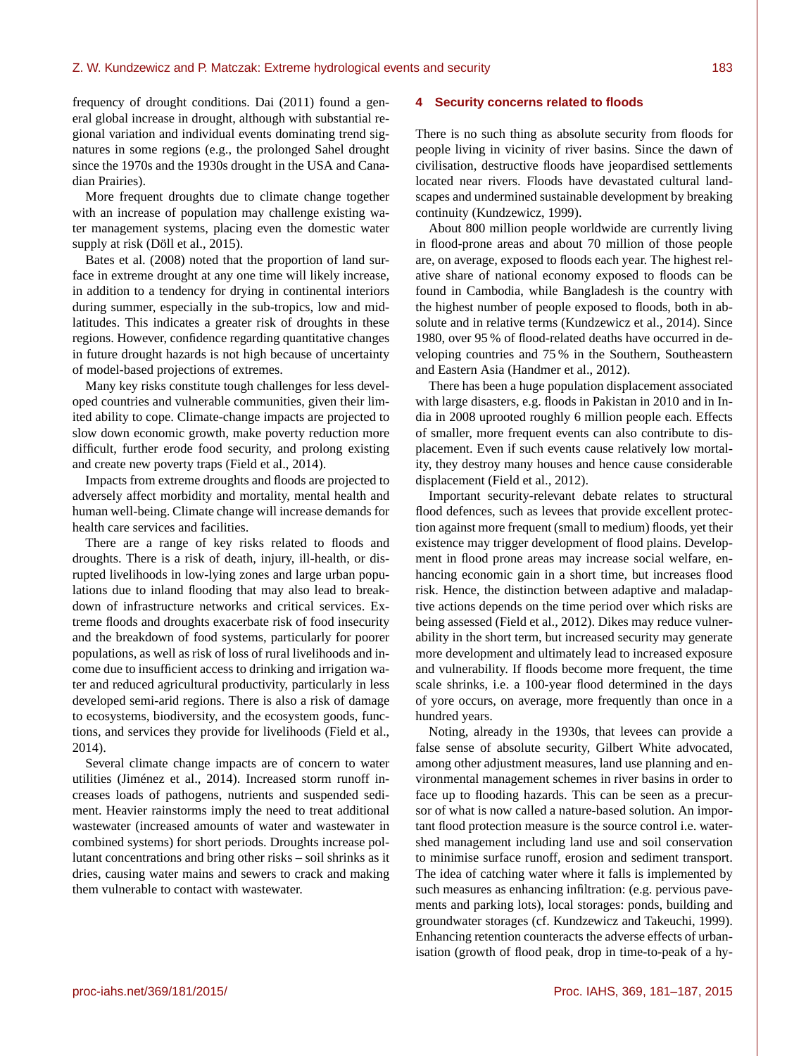frequency of drought conditions. Dai (2011) found a general global increase in drought, although with substantial regional variation and individual events dominating trend signatures in some regions (e.g., the prolonged Sahel drought since the 1970s and the 1930s drought in the USA and Canadian Prairies).

More frequent droughts due to climate change together with an increase of population may challenge existing water management systems, placing even the domestic water supply at risk (Döll et al., 2015).

Bates et al. (2008) noted that the proportion of land surface in extreme drought at any one time will likely increase, in addition to a tendency for drying in continental interiors during summer, especially in the sub-tropics, low and mid-latitudes. This indicates a greater risk of droughts in these regions. However, confidence regarding quantitative changes in future drought hazards is not high because of uncertainty of model-based projections of extremes.

Many key risks constitute tough challenges for less developed countries and vulnerable communities, given their limited ability to cope. Climate-change impacts are projected to slow down economic growth, make poverty reduction more difficult, further erode food security, and prolong existing and create new poverty traps (Field et al., 2014).

Impacts from extreme droughts and floods are projected to adversely affect morbidity and mortality, mental health and human well-being. Climate change will increase demands for health care services and facilities.

There are a range of key risks related to floods and droughts. There is a risk of death, injury, ill-health, or disrupted livelihoods in low-lying zones and large urban populations due to inland flooding that may also lead to breakdown of infrastructure networks and critical services. Extreme floods and droughts exacerbate risk of food insecurity and the breakdown of food systems, particularly for poorer populations, as well as risk of loss of rural livelihoods and income due to insufficient access to drinking and irrigation water and reduced agricultural productivity, particularly in less developed semi-arid regions. There is also a risk of damage to ecosystems, biodiversity, and the ecosystem goods, functions, and services they provide for livelihoods (Field et al., 2014).

Several climate change impacts are of concern to water utilities (Jiménez et al., 2014). Increased storm runoff increases loads of pathogens, nutrients and suspended sediment. Heavier rainstorms imply the need to treat additional wastewater (increased amounts of water and wastewater in combined systems) for short periods. Droughts increase pollutant concentrations and bring other risks – soil shrinks as it dries, causing water mains and sewers to crack and making them vulnerable to contact with wastewater.

## 4 Security concerns related to floods

There is no such thing as absolute security from floods for people living in vicinity of river basins. Since the dawn of civilisation, destructive floods have jeopardised settlements located near rivers. Floods have devastated cultural landscapes and undermined sustainable development by breaking continuity (Kundzewicz, 1999).

About 800 million people worldwide are currently living in flood-prone areas and about 70 million of those people are, on average, exposed to floods each year. The highest relative share of national economy exposed to floods can be found in Cambodia, while Bangladesh is the country with the highest number of people exposed to floods, both in absolute and in relative terms (Kundzewicz et al., 2014). Since 1980, over 95 % of flood-related deaths have occurred in developing countries and 75 % in the Southern, Southeastern and Eastern Asia (Handmer et al., 2012).

There has been a huge population displacement associated with large disasters, e.g. floods in Pakistan in 2010 and in India in 2008 uprooted roughly 6 million people each. Effects of smaller, more frequent events can also contribute to displacement. Even if such events cause relatively low mortality, they destroy many houses and hence cause considerable displacement (Field et al., 2012).

Important security-relevant debate relates to structural flood defences, such as levees that provide excellent protection against more frequent (small to medium) floods, yet their existence may trigger development of flood plains. Development in flood prone areas may increase social welfare, enhancing economic gain in a short time, but increases flood risk. Hence, the distinction between adaptive and maladaptive actions depends on the time period over which risks are being assessed (Field et al., 2012). Dikes may reduce vulnerability in the short term, but increased security may generate more development and ultimately lead to increased exposure and vulnerability. If floods become more frequent, the time scale shrinks, i.e. a 100-year flood determined in the days of yore occurs, on average, more frequently than once in a hundred years.

Noting, already in the 1930s, that levees can provide a false sense of absolute security, Gilbert White advocated, among other adjustment measures, land use planning and environmental management schemes in river basins in order to face up to flooding hazards. This can be seen as a precursor of what is now called a nature-based solution. An important flood protection measure is the source control i.e. watershed management including land use and soil conservation to minimise surface runoff, erosion and sediment transport. The idea of catching water where it falls is implemented by such measures as enhancing infiltration: (e.g. pervious pavements and parking lots), local storages: ponds, building and groundwater storages (cf. Kundzewicz and Takeuchi, 1999). Enhancing retention counteracts the adverse effects of urbanisation (growth of flood peak, drop in time-to-peak of a hy-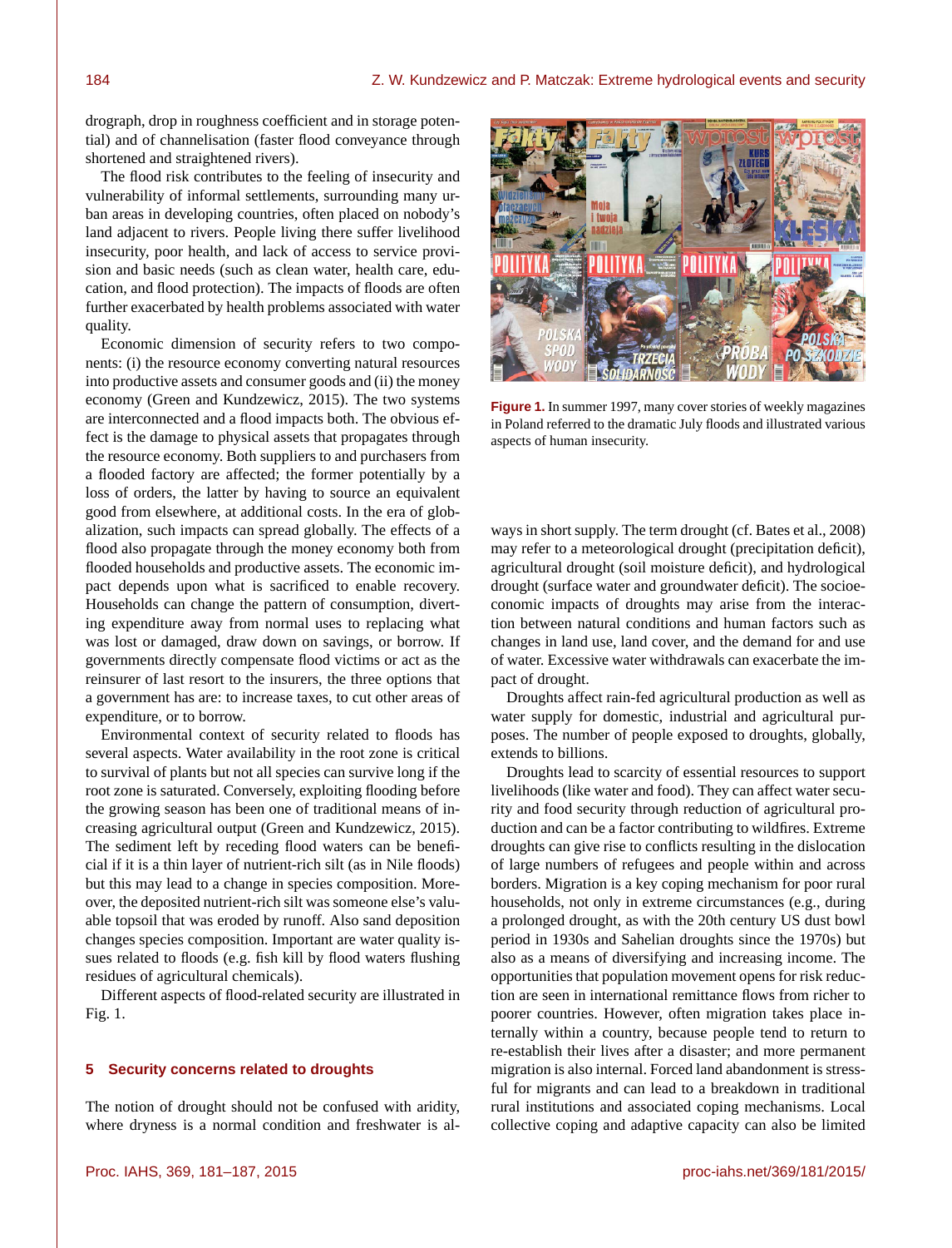drograph, drop in roughness coefficient and in storage potential) and of channelisation (faster flood conveyance through shortened and straightened rivers).

The flood risk contributes to the feeling of insecurity and vulnerability of informal settlements, surrounding many urban areas in developing countries, often placed on nobody's land adjacent to rivers. People living there suffer livelihood insecurity, poor health, and lack of access to service provision and basic needs (such as clean water, health care, education, and flood protection). The impacts of floods are often further exacerbated by health problems associated with water quality.

Economic dimension of security refers to two components: (i) the resource economy converting natural resources into productive assets and consumer goods and (ii) the money economy (Green and Kundzewicz, 2015). The two systems are interconnected and a flood impacts both. The obvious effect is the damage to physical assets that propagates through the resource economy. Both suppliers to and purchasers from a flooded factory are affected; the former potentially by a loss of orders, the latter by having to source an equivalent good from elsewhere, at additional costs. In the era of globalization, such impacts can spread globally. The effects of a flood also propagate through the money economy both from flooded households and productive assets. The economic impact depends upon what is sacrificed to enable recovery. Households can change the pattern of consumption, diverting expenditure away from normal uses to replacing what was lost or damaged, draw down on savings, or borrow. If governments directly compensate flood victims or act as the reinsurer of last resort to the insurers, the three options that a government has are: to increase taxes, to cut other areas of expenditure, or to borrow.

Environmental context of security related to floods has several aspects. Water availability in the root zone is critical to survival of plants but not all species can survive long if the root zone is saturated. Conversely, exploiting flooding before the growing season has been one of traditional means of increasing agricultural output (Green and Kundzewicz, 2015). The sediment left by receding flood waters can be beneficial if it is a thin layer of nutrient-rich silt (as in Nile floods) but this may lead to a change in species composition. Moreover, the deposited nutrient-rich silt was someone else's valuable topsoil that was eroded by runoff. Also sand deposition changes species composition. Important are water quality issues related to floods (e.g. fish kill by flood waters flushing residues of agricultural chemicals).

Different aspects of flood-related security are illustrated in Fig. 1.

**Figure 1.** In summer 1997, many cover stories of weekly magazines in Poland referred to the dramatic July floods and illustrated various aspects of human insecurity.

## 5 Security concerns related to droughts

The notion of drought should not be confused with aridity, where dryness is a normal condition and freshwater is always in short supply. The term drought (cf. Bates et al., 2008) may refer to a meteorological drought (precipitation deficit), agricultural drought (soil moisture deficit), and hydrological drought (surface water and groundwater deficit). The socioeconomic impacts of droughts may arise from the interaction between natural conditions and human factors such as changes in land use, land cover, and the demand for and use of water. Excessive water withdrawals can exacerbate the impact of drought.

Droughts affect rain-fed agricultural production as well as water supply for domestic, industrial and agricultural purposes. The number of people exposed to droughts, globally, extends to billions.

Droughts lead to scarcity of essential resources to support livelihoods (like water and food). They can affect water security and food security through reduction of agricultural production and can be a factor contributing to wildfires. Extreme droughts can give rise to conflicts resulting in the dislocation of large numbers of refugees and people within and across borders. Migration is a key coping mechanism for poor rural households, not only in extreme circumstances (e.g., during a prolonged drought, as with the 20th century US dust bowl period in 1930s and Sahelian droughts since the 1970s) but also as a means of diversifying and increasing income. The opportunities that population movement opens for risk reduction are seen in international remittance flows from richer to poorer countries. However, often migration takes place internally within a country, because people tend to return to re-establish their lives after a disaster; and more permanent migration is also internal. Forced land abandonment is stressful for migrants and can lead to a breakdown in traditional rural institutions and associated coping mechanisms. Local collective coping and adaptive capacity can also be limited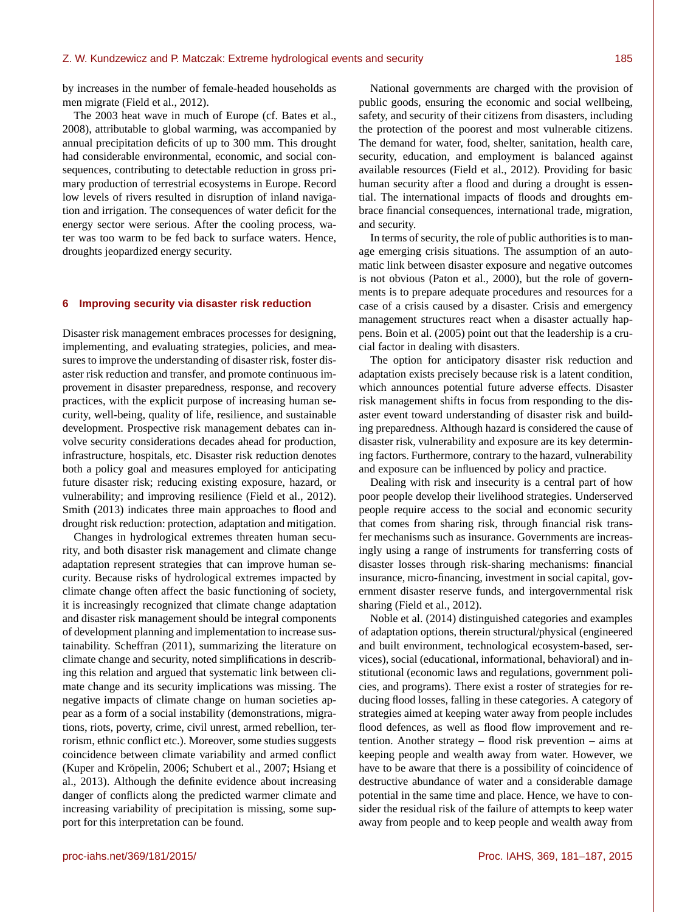by increases in the number of female-headed households as men migrate (Field et al., 2012).

The 2003 heat wave in much of Europe (cf. Bates et al., 2008), attributable to global warming, was accompanied by annual precipitation deficits of up to 300 mm. This drought had considerable environmental, economic, and social consequences, contributing to detectable reduction in gross primary production of terrestrial ecosystems in Europe. Record low levels of rivers resulted in disruption of inland navigation and irrigation. The consequences of water deficit for the energy sector were serious. After the cooling process, water was too warm to be fed back to surface waters. Hence, droughts jeopardized energy security.

## 6 Improving security via disaster risk reduction

Disaster risk management embraces processes for designing, implementing, and evaluating strategies, policies, and measures to improve the understanding of disaster risk, foster disaster risk reduction and transfer, and promote continuous improvement in disaster preparedness, response, and recovery practices, with the explicit purpose of increasing human security, well-being, quality of life, resilience, and sustainable development. Prospective risk management debates can involve security considerations decades ahead for production, infrastructure, hospitals, etc. Disaster risk reduction denotes both a policy goal and measures employed for anticipating future disaster risk; reducing existing exposure, hazard, or vulnerability; and improving resilience (Field et al., 2012). Smith (2013) indicates three main approaches to flood and drought risk reduction: protection, adaptation and mitigation.

Changes in hydrological extremes threaten human security, and both disaster risk management and climate change adaptation represent strategies that can improve human security. Because risks of hydrological extremes impacted by climate change often affect the basic functioning of society, it is increasingly recognized that climate change adaptation and disaster risk management should be integral components of development planning and implementation to increase sustainability. Scheffran (2011), summarizing the literature on climate change and security, noted simplifications in describing this relation and argued that systematic link between climate change and its security implications was missing. The negative impacts of climate change on human societies appear as a form of a social instability (demonstrations, migrations, riots, poverty, crime, civil unrest, armed rebellion, terrorism, ethnic conflict etc.). Moreover, some studies suggests coincidence between climate variability and armed conflict (Kuper and Kröpelin, 2006; Schubert et al., 2007; Hsiang et al., 2013). Although the definite evidence about increasing danger of conflicts along the predicted warmer climate and increasing variability of precipitation is missing, some support for this interpretation can be found.

National governments are charged with the provision of public goods, ensuring the economic and social wellbeing, safety, and security of their citizens from disasters, including the protection of the poorest and most vulnerable citizens. The demand for water, food, shelter, sanitation, health care, security, education, and employment is balanced against available resources (Field et al., 2012). Providing for basic human security after a flood and during a drought is essential. The international impacts of floods and droughts embrace financial consequences, international trade, migration, and security.

In terms of security, the role of public authorities is to manage emerging crisis situations. The assumption of an automatic link between disaster exposure and negative outcomes is not obvious (Paton et al., 2000), but the role of governments is to prepare adequate procedures and resources for a case of a crisis caused by a disaster. Crisis and emergency management structures react when a disaster actually happens. Boin et al. (2005) point out that the leadership is a crucial factor in dealing with disasters.

The option for anticipatory disaster risk reduction and adaptation exists precisely because risk is a latent condition, which announces potential future adverse effects. Disaster risk management shifts in focus from responding to the disaster event toward understanding of disaster risk and building preparedness. Although hazard is considered the cause of disaster risk, vulnerability and exposure are its key determining factors. Furthermore, contrary to the hazard, vulnerability and exposure can be influenced by policy and practice.

Dealing with risk and insecurity is a central part of how poor people develop their livelihood strategies. Underserved people require access to the social and economic security that comes from sharing risk, through financial risk transfer mechanisms such as insurance. Governments are increasingly using a range of instruments for transferring costs of disaster losses through risk-sharing mechanisms: financial insurance, micro-financing, investment in social capital, government disaster reserve funds, and intergovernmental risk sharing (Field et al., 2012).

Noble et al. (2014) distinguished categories and examples of adaptation options, therein structural/physical (engineered and built environment, technological ecosystem-based, services), social (educational, informational, behavioral) and institutional (economic laws and regulations, government policies, and programs). There exist a roster of strategies for reducing flood losses, falling in these categories. A category of strategies aimed at keeping water away from people includes flood defences, as well as flood flow improvement and retention. Another strategy – flood risk prevention – aims at keeping people and wealth away from water. However, we have to be aware that there is a possibility of coincidence of destructive abundance of water and a considerable damage potential in the same time and place. Hence, we have to consider the residual risk of the failure of attempts to keep water away from people and to keep people and wealth away from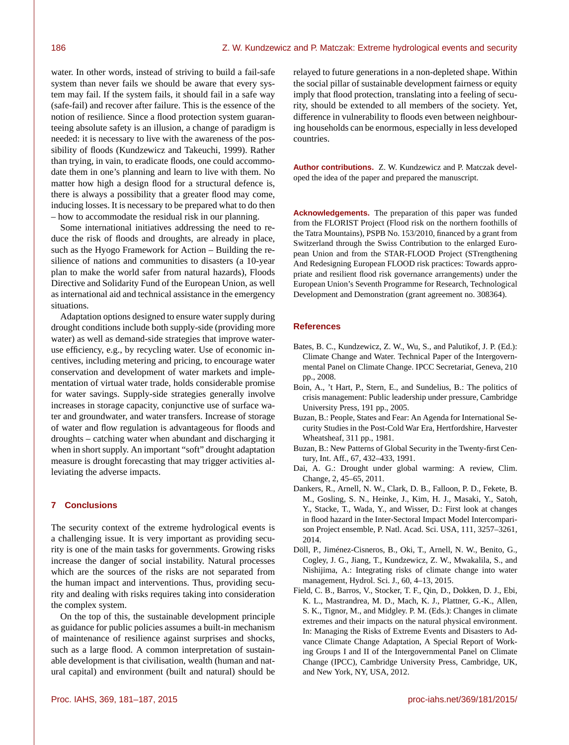water. In other words, instead of striving to build a fail-safe system than never fails we should be aware that every system may fail. If the system fails, it should fail in a safe way (safe-fail) and recover after failure. This is the essence of the notion of resilience. Since a flood protection system guaranteeing absolute safety is an illusion, a change of paradigm is needed: it is necessary to live with the awareness of the possibility of floods (Kundzewicz and Takeuchi, 1999). Rather than trying, in vain, to eradicate floods, one could accommodate them in one's planning and learn to live with them. No matter how high a design flood for a structural defence is, there is always a possibility that a greater flood may come, inducing losses. It is necessary to be prepared what to do then – how to accommodate the residual risk in our planning.

Some international initiatives addressing the need to reduce the risk of floods and droughts, are already in place, such as the Hyogo Framework for Action – Building the resilience of nations and communities to disasters (a 10-year plan to make the world safer from natural hazards), Floods Directive and Solidarity Fund of the European Union, as well as international aid and technical assistance in the emergency situations.

Adaptation options designed to ensure water supply during drought conditions include both supply-side (providing more water) as well as demand-side strategies that improve water-use efficiency, e.g., by recycling water. Use of economic incentives, including metering and pricing, to encourage water conservation and development of water markets and implementation of virtual water trade, holds considerable promise for water savings. Supply-side strategies generally involve increases in storage capacity, conjunctive use of surface water and groundwater, and water transfers. Increase of storage of water and flow regulation is advantageous for floods and droughts – catching water when abundant and discharging it when in short supply. An important "soft" drought adaptation measure is drought forecasting that may trigger activities alleviating the adverse impacts.

## 7 Conclusions

The security context of the extreme hydrological events is a challenging issue. It is very important as providing security is one of the main tasks for governments. Growing risks increase the danger of social instability. Natural processes which are the sources of the risks are not separated from the human impact and interventions. Thus, providing security and dealing with risks requires taking into consideration the complex system.

On the top of this, the sustainable development principle as guidance for public policies assumes a built-in mechanism of maintenance of resilience against surprises and shocks, such as a large flood. A common interpretation of sustainable development is that civilisation, wealth (human and natural capital) and environment (built and natural) should be relayed to future generations in a non-depleted shape. Within the social pillar of sustainable development fairness or equity imply that flood protection, translating into a feeling of security, should be extended to all members of the society. Yet, difference in vulnerability to floods even between neighbouring households can be enormous, especially in less developed countries.

**Author contributions.** Z. W. Kundzewicz and P. Matczak developed the idea of the paper and prepared the manuscript.

**Acknowledgements.** The preparation of this paper was funded from the FLORIST Project (Flood risk on the northern foothills of the Tatra Mountains), PSPB No. 153/2010, financed by a grant from Switzerland through the Swiss Contribution to the enlarged European Union and from the STAR-FLOOD Project (STrengthening And Redesigning European FLOOD risk practices: Towards appropriate and resilient flood risk governance arrangements) under the European Union's Seventh Programme for Research, Technological Development and Demonstration (grant agreement no. 308364).

## References

Bates, B. C., Kundzewicz, Z. W., Wu, S., and Palutikof, J. P. (Ed.): Climate Change and Water. Technical Paper of the Intergovernmental Panel on Climate Change. IPCC Secretariat, Geneva, 210 pp., 2008.

Boin, A., 't Hart, P., Stern, E., and Sundelius, B.: The politics of crisis management: Public leadership under pressure, Cambridge University Press, 191 pp., 2005.

Buzan, B.: People, States and Fear: An Agenda for International Security Studies in the Post-Cold War Era, Hertfordshire, Harvester Wheatsheaf, 311 pp., 1981.

Buzan, B.: New Patterns of Global Security in the Twenty-first Century, Int. Aff., 67, 432–433, 1991.

Dai, A. G.: Drought under global warming: A review, Clim. Change, 2, 45–65, 2011.

Dankers, R., Arnell, N. W., Clark, D. B., Falloon, P. D., Fekete, B. M., Gosling, S. N., Heinke, J., Kim, H. J., Masaki, Y., Satoh, Y., Stacke, T., Wada, Y., and Wisser, D.: First look at changes in flood hazard in the Inter-Sectoral Impact Model Intercomparison Project ensemble, P. Natl. Acad. Sci. USA, 111, 3257–3261, 2014.

Döll, P., Jiménez-Cisneros, B., Oki, T., Arnell, N. W., Benito, G., Cogley, J. G., Jiang, T., Kundzewicz, Z. W., Mwakalila, S., and Nishijima, A.: Integrating risks of climate change into water management, Hydrol. Sci. J., 60, 4–13, 2015.

Field, C. B., Barros, V., Stocker, T. F., Qin, D., Dokken, D. J., Ebi, K. L., Mastrandrea, M. D., Mach, K. J., Plattner, G.-K., Allen, S. K., Tignor, M., and Midgley. P. M. (Eds.): Changes in climate extremes and their impacts on the natural physical environment. In: Managing the Risks of Extreme Events and Disasters to Advance Climate Change Adaptation, A Special Report of Working Groups I and II of the Intergovernmental Panel on Climate Change (IPCC), Cambridge University Press, Cambridge, UK, and New York, NY, USA, 2012.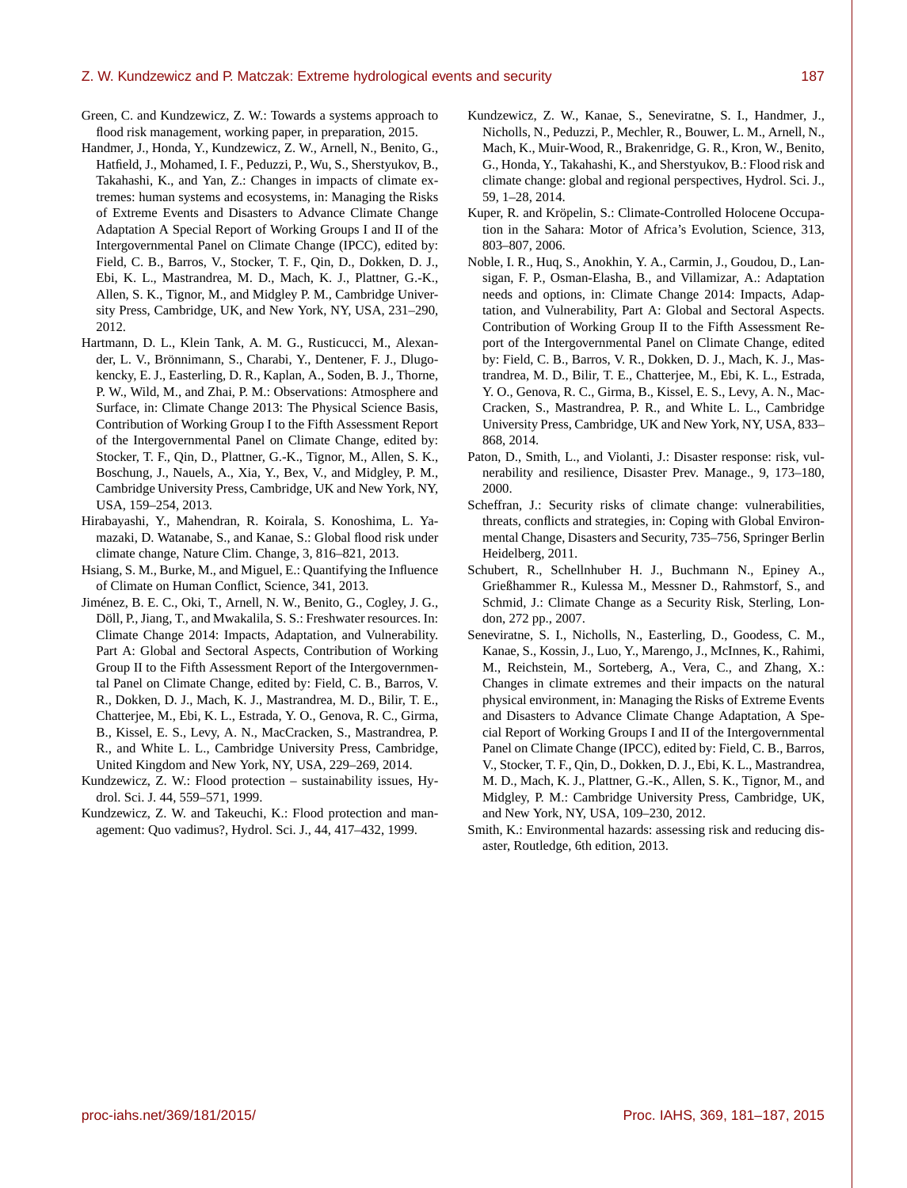Green, C. and Kundzewicz, Z. W.: Towards a systems approach to flood risk management, working paper, in preparation, 2015.

Handmer, J., Honda, Y., Kundzewicz, Z. W., Arnell, N., Benito, G., Hatfield, J., Mohamed, I. F., Peduzzi, P., Wu, S., Sherstyukov, B., Takahashi, K., and Yan, Z.: Changes in impacts of climate extremes: human systems and ecosystems, in: Managing the Risks of Extreme Events and Disasters to Advance Climate Change Adaptation A Special Report of Working Groups I and II of the Intergovernmental Panel on Climate Change (IPCC), edited by: Field, C. B., Barros, V., Stocker, T. F., Qin, D., Dokken, D. J., Ebi, K. L., Mastrandrea, M. D., Mach, K. J., Plattner, G.-K., Allen, S. K., Tignor, M., and Midgley P. M., Cambridge University Press, Cambridge, UK, and New York, NY, USA, 231–290, 2012.

Hartmann, D. L., Klein Tank, A. M. G., Rusticucci, M., Alexander, L. V., Brönnimann, S., Charabi, Y., Dentener, F. J., Dlugokencky, E. J., Easterling, D. R., Kaplan, A., Soden, B. J., Thorne, P. W., Wild, M., and Zhai, P. M.: Observations: Atmosphere and Surface, in: Climate Change 2013: The Physical Science Basis, Contribution of Working Group I to the Fifth Assessment Report of the Intergovernmental Panel on Climate Change, edited by: Stocker, T. F., Qin, D., Plattner, G.-K., Tignor, M., Allen, S. K., Boschung, J., Nauels, A., Xia, Y., Bex, V., and Midgley, P. M., Cambridge University Press, Cambridge, UK and New York, NY, USA, 159–254, 2013.

Hirabayashi, Y., Mahendran, R. Koirala, S. Konoshima, L. Yamazaki, D. Watanabe, S., and Kanae, S.: Global flood risk under climate change, Nature Clim. Change, 3, 816–821, 2013.

Hsiang, S. M., Burke, M., and Miguel, E.: Quantifying the Influence of Climate on Human Conflict, Science, 341, 2013.

Jiménez, B. E. C., Oki, T., Arnell, N. W., Benito, G., Cogley, J. G., Döll, P., Jiang, T., and Mwakalila, S. S.: Freshwater resources. In: Climate Change 2014: Impacts, Adaptation, and Vulnerability. Part A: Global and Sectoral Aspects, Contribution of Working Group II to the Fifth Assessment Report of the Intergovernmental Panel on Climate Change, edited by: Field, C. B., Barros, V. R., Dokken, D. J., Mach, K. J., Mastrandrea, M. D., Bilir, T. E., Chatterjee, M., Ebi, K. L., Estrada, Y. O., Genova, R. C., Girma, B., Kissel, E. S., Levy, A. N., MacCracken, S., Mastrandrea, P. R., and White L. L., Cambridge University Press, Cambridge, United Kingdom and New York, NY, USA, 229–269, 2014.

Kundzewicz, Z. W.: Flood protection – sustainability issues, Hydrol. Sci. J. 44, 559–571, 1999.

Kundzewicz, Z. W. and Takeuchi, K.: Flood protection and management: Quo vadimus?, Hydrol. Sci. J., 44, 417–432, 1999.

Kundzewicz, Z. W., Kanae, S., Seneviratne, S. I., Handmer, J., Nicholls, N., Peduzzi, P., Mechler, R., Bouwer, L. M., Arnell, N., Mach, K., Muir-Wood, R., Brakenridge, G. R., Kron, W., Benito, G., Honda, Y., Takahashi, K., and Sherstyukov, B.: Flood risk and climate change: global and regional perspectives, Hydrol. Sci. J., 59, 1–28, 2014.

Kuper, R. and Kröpelin, S.: Climate-Controlled Holocene Occupation in the Sahara: Motor of Africa's Evolution, Science, 313, 803–807, 2006.

Noble, I. R., Huq, S., Anokhin, Y. A., Carmin, J., Goudou, D., Lansigan, F. P., Osman-Elasha, B., and Villamizar, A.: Adaptation needs and options, in: Climate Change 2014: Impacts, Adaptation, and Vulnerability, Part A: Global and Sectoral Aspects. Contribution of Working Group II to the Fifth Assessment Report of the Intergovernmental Panel on Climate Change, edited by: Field, C. B., Barros, V. R., Dokken, D. J., Mach, K. J., Mastrandrea, M. D., Bilir, T. E., Chatterjee, M., Ebi, K. L., Estrada, Y. O., Genova, R. C., Girma, B., Kissel, E. S., Levy, A. N., MacCracken, S., Mastrandrea, P. R., and White L. L., Cambridge University Press, Cambridge, UK and New York, NY, USA, 833–868, 2014.

Paton, D., Smith, L., and Violanti, J.: Disaster response: risk, vulnerability and resilience, Disaster Prev. Manage., 9, 173–180, 2000.

Scheffran, J.: Security risks of climate change: vulnerabilities, threats, conflicts and strategies, in: Coping with Global Environmental Change, Disasters and Security, 735–756, Springer Berlin Heidelberg, 2011.

Schubert, R., Schellnhuber H. J., Buchmann N., Epiney A., Grießhammer R., Kulessa M., Messner D., Rahmstorf, S., and Schmid, J.: Climate Change as a Security Risk, Sterling, London, 272 pp., 2007.

Seneviratne, S. I., Nicholls, N., Easterling, D., Goodess, C. M., Kanae, S., Kossin, J., Luo, Y., Marengo, J., McInnes, K., Rahimi, M., Reichstein, M., Sorteberg, A., Vera, C., and Zhang, X.: Changes in climate extremes and their impacts on the natural physical environment, in: Managing the Risks of Extreme Events and Disasters to Advance Climate Change Adaptation, A Special Report of Working Groups I and II of the Intergovernmental Panel on Climate Change (IPCC), edited by: Field, C. B., Barros, V., Stocker, T. F., Qin, D., Dokken, D. J., Ebi, K. L., Mastrandrea, M. D., Mach, K. J., Plattner, G.-K., Allen, S. K., Tignor, M., and Midgley, P. M.: Cambridge University Press, Cambridge, UK, and New York, NY, USA, 109–230, 2012.

Smith, K.: Environmental hazards: assessing risk and reducing disaster, Routledge, 6th edition, 2013.